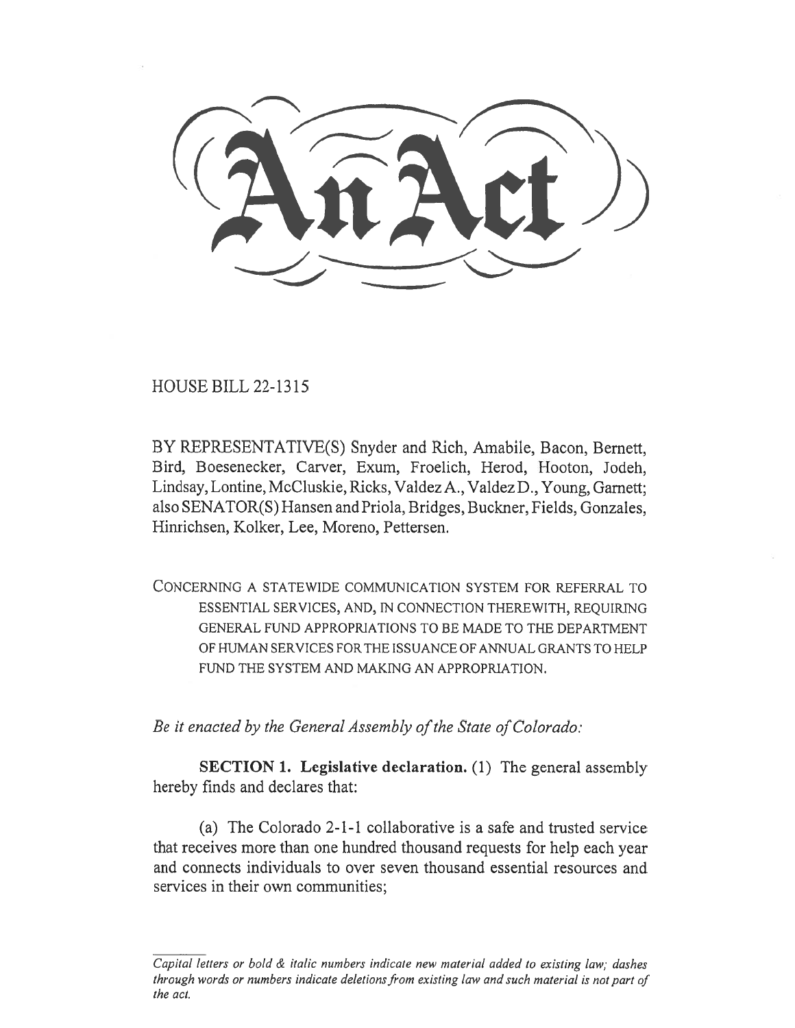# An Act

HOUSE BILL 22-1315

BY REPRESENTATIVE(S) Snyder and Rich, Amabile, Bacon, Bernett, Bird, Boesenecker, Carver, Exum, Froelich, Herod, Hooton, Jodeh, Lindsay, Lontine, McCluskie, Ricks, Valdez A., Valdez D., Young, Garnett; also SENATOR(S) Hansen and Priola, Bridges, Buckner, Fields, Gonzales, Hinrichsen, Kolker, Lee, Moreno, Pettersen.

CONCERNING A STATEWIDE COMMUNICATION SYSTEM FOR REFERRAL TO ESSENTIAL SERVICES, AND, IN CONNECTION THEREWITH, REQUIRING GENERAL FUND APPROPRIATIONS TO BE MADE TO THE DEPARTMENT OF HUMAN SERVICES FOR THE ISSUANCE OF ANNUAL GRANTS TO HELP FUND THE SYSTEM AND MAKING AN APPROPRIATION.

*Be it enacted by the General Assembly of the State of Colorado:*

**SECTION 1. Legislative declaration.** (1) The general assembly hereby finds and declares that:

(a) The Colorado 2-1-1 collaborative is a safe and trusted service that receives more than one hundred thousand requests for help each year and connects individuals to over seven thousand essential resources and services in their own communities;

*Capital letters or bold & italic numbers indicate new material added to existing law; dashes through words or numbers indicate deletions from existing law and such material is not part of the act.*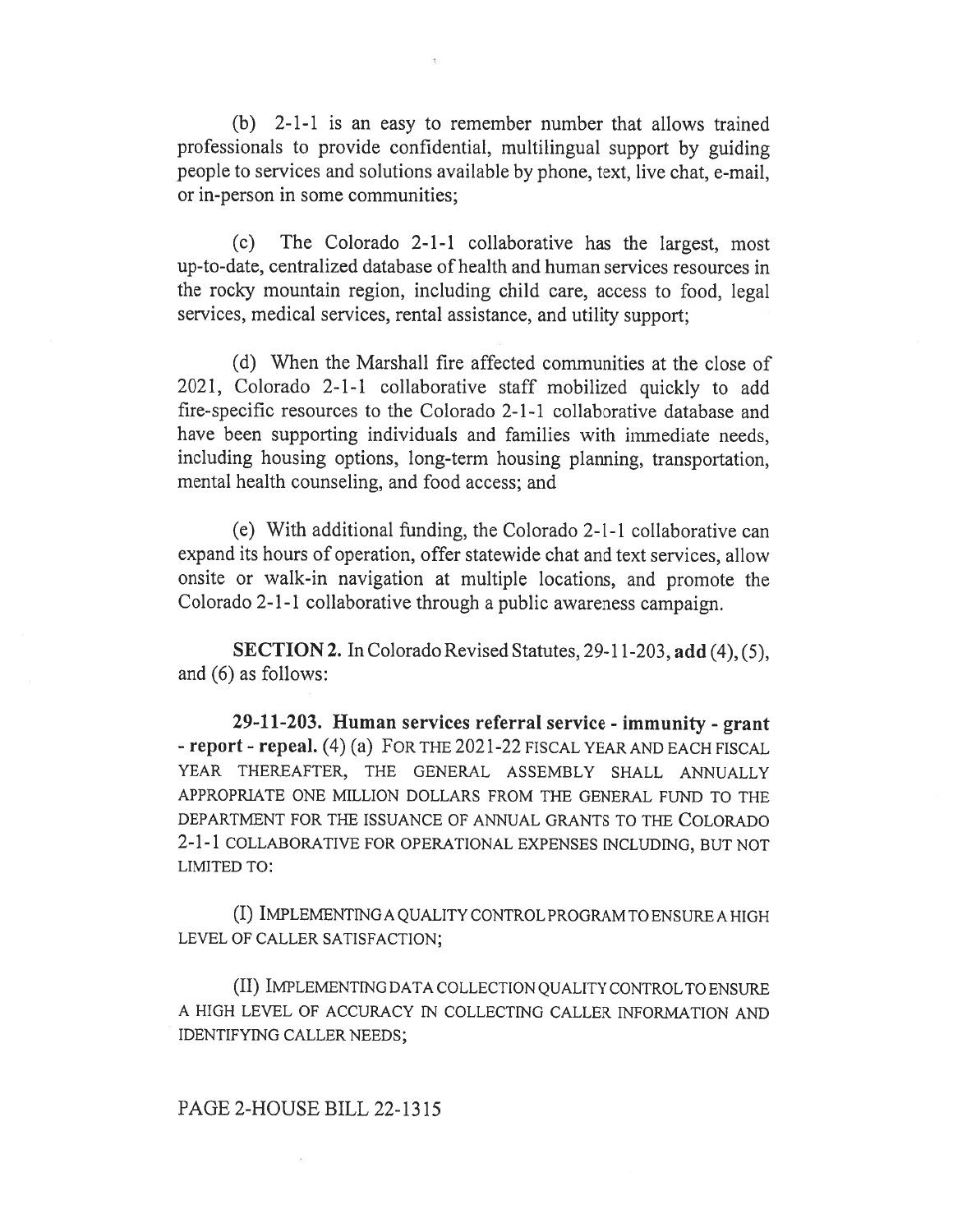(b) 2-1-1 is an easy to remember number that allows trained professionals to provide confidential, multilingual support by guiding people to services and solutions available by phone, text, live chat, e-mail, or in-person in some communities;

(c) The Colorado 2-1-1 collaborative has the largest, most up-to-date, centralized database of health and human services resources in the rocky mountain region, including child care, access to food, legal services, medical services, rental assistance, and utility support;

(d) When the Marshall fire affected communities at the close of 2021, Colorado 2-1-1 collaborative staff mobilized quickly to add fire-specific resources to the Colorado 2-1-1 collaborative database and have been supporting individuals and families with immediate needs, including housing options, long-term housing planning, transportation, mental health counseling, and food access; and

(e) With additional funding, the Colorado 2-1-1 collaborative can expand its hours of operation, offer statewide chat and text services, allow onsite or walk-in navigation at multiple locations, and promote the Colorado 2-1-1 collaborative through a public awareness campaign.

**SECTION 2.** In Colorado Revised Statutes, 29-11-203, **add** (4), (5), and (6) as follows:

**29-11-203. Human services referral service - immunity - grant - report - repeal.** (4) (a) FOR THE 2021-22 FISCAL YEAR AND EACH FISCAL YEAR THEREAFTER, THE GENERAL ASSEMBLY SHALL ANNUALLY APPROPRIATE ONE MILLION DOLLARS FROM THE GENERAL FUND TO THE DEPARTMENT FOR THE ISSUANCE OF ANNUAL GRANTS TO THE COLORADO 2-1-1 COLLABORATIVE FOR OPERATIONAL EXPENSES INCLUDING, BUT NOT LIMITED TO:

(I) IMPLEMENTING A QUALITY CONTROL PROGRAM TO ENSURE A HIGH LEVEL OF CALLER SATISFACTION;

(II) IMPLEMENTING DATA COLLECTION QUALITY CONTROL TO ENSURE A HIGH LEVEL OF ACCURACY IN COLLECTING CALLER INFORMATION AND IDENTIFYING CALLER NEEDS;

PAGE 2-HOUSE BILL 22-1315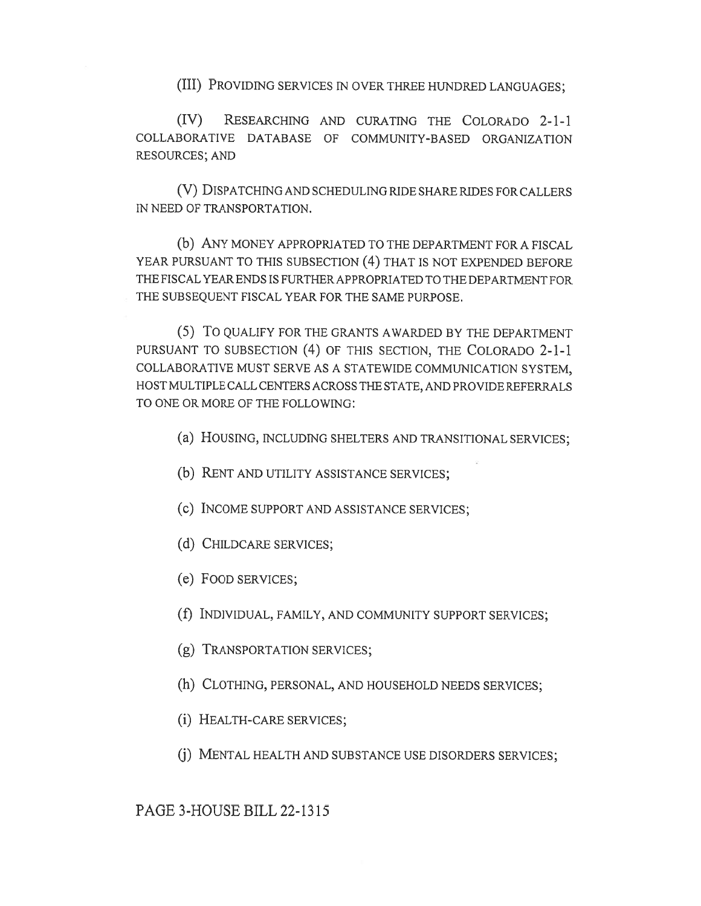(III) PROVIDING SERVICES IN OVER THREE HUNDRED LANGUAGES;

(IV) RESEARCHING AND CURATING THE COLORADO 2-1-1 COLLABORATIVE DATABASE OF COMMUNITY-BASED ORGANIZATION RESOURCES; AND

(V) DISPATCHING AND SCHEDULING RIDE SHARE RIDES FOR CALLERS IN NEED OF TRANSPORTATION.

(b) ANY MONEY APPROPRIATED TO THE DEPARTMENT FOR A FISCAL YEAR PURSUANT TO THIS SUBSECTION (4) THAT IS NOT EXPENDED BEFORE THE FISCAL YEAR ENDS IS FURTHER APPROPRIATED TO THE DEPARTMENT FOR THE SUBSEQUENT FISCAL YEAR FOR THE SAME PURPOSE.

(5) TO QUALIFY FOR THE GRANTS AWARDED BY THE DEPARTMENT PURSUANT TO SUBSECTION (4) OF THIS SECTION, THE COLORADO 2-1-1 COLLABORATIVE MUST SERVE AS A STATEWIDE COMMUNICATION SYSTEM, HOST MULTIPLE CALL CENTERS ACROSS THE STATE, AND PROVIDE REFERRALS TO ONE OR MORE OF THE FOLLOWING:

(a) HOUSING, INCLUDING SHELTERS AND TRANSITIONAL SERVICES;

(b) RENT AND UTILITY ASSISTANCE SERVICES;

(c) INCOME SUPPORT AND ASSISTANCE SERVICES;

(d) CHILDCARE SERVICES;

(e) FOOD SERVICES;

(f) INDIVIDUAL, FAMILY, AND COMMUNITY SUPPORT SERVICES;

(g) TRANSPORTATION SERVICES;

(h) CLOTHING, PERSONAL, AND HOUSEHOLD NEEDS SERVICES;

(i) HEALTH-CARE SERVICES;

(j) MENTAL HEALTH AND SUBSTANCE USE DISORDERS SERVICES;

PAGE 3-HOUSE BILL 22-1315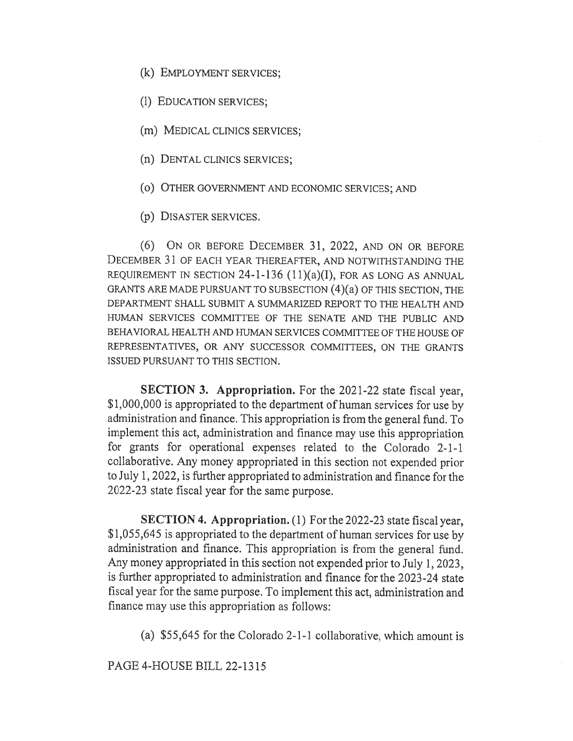(k) EMPLOYMENT SERVICES;

(l) EDUCATION SERVICES;

(m) MEDICAL CLINICS SERVICES;

(n) DENTAL CLINICS SERVICES;

(o) OTHER GOVERNMENT AND ECONOMIC SERVICES; AND

(p) DISASTER SERVICES.

(6) ON OR BEFORE DECEMBER 31, 2022, AND ON OR BEFORE DECEMBER 31 OF EACH YEAR THEREAFTER, AND NOTWITHSTANDING THE REQUIREMENT IN SECTION 24-1-136 (11)(a)(I), FOR AS LONG AS ANNUAL GRANTS ARE MADE PURSUANT TO SUBSECTION (4)(a) OF THIS SECTION, THE DEPARTMENT SHALL SUBMIT A SUMMARIZED REPORT TO THE HEALTH AND HUMAN SERVICES COMMITTEE OF THE SENATE AND THE PUBLIC AND BEHAVIORAL HEALTH AND HUMAN SERVICES COMMITTEE OF THE HOUSE OF REPRESENTATIVES, OR ANY SUCCESSOR COMMITTEES, ON THE GRANTS ISSUED PURSUANT TO THIS SECTION.

**SECTION 3. Appropriation.** For the 2021-22 state fiscal year, $1,000,000 is appropriated to the department of human services for use by administration and finance. This appropriation is from the general fund. To implement this act, administration and finance may use this appropriation for grants for operational expenses related to the Colorado 2-1-1 collaborative. Any money appropriated in this section not expended prior to July 1, 2022, is further appropriated to administration and finance for the 2022-23 state fiscal year for the same purpose.

**SECTION 4. Appropriation.** (1) For the 2022-23 state fiscal year, $1,055,645 is appropriated to the department of human services for use by administration and finance. This appropriation is from the general fund. Any money appropriated in this section not expended prior to July 1, 2023, is further appropriated to administration and finance for the 2023-24 state fiscal year for the same purpose. To implement this act, administration and finance may use this appropriation as follows:

(a) $55,645 for the Colorado 2-1-1 collaborative, which amount is

PAGE 4-HOUSE BILL 22-1315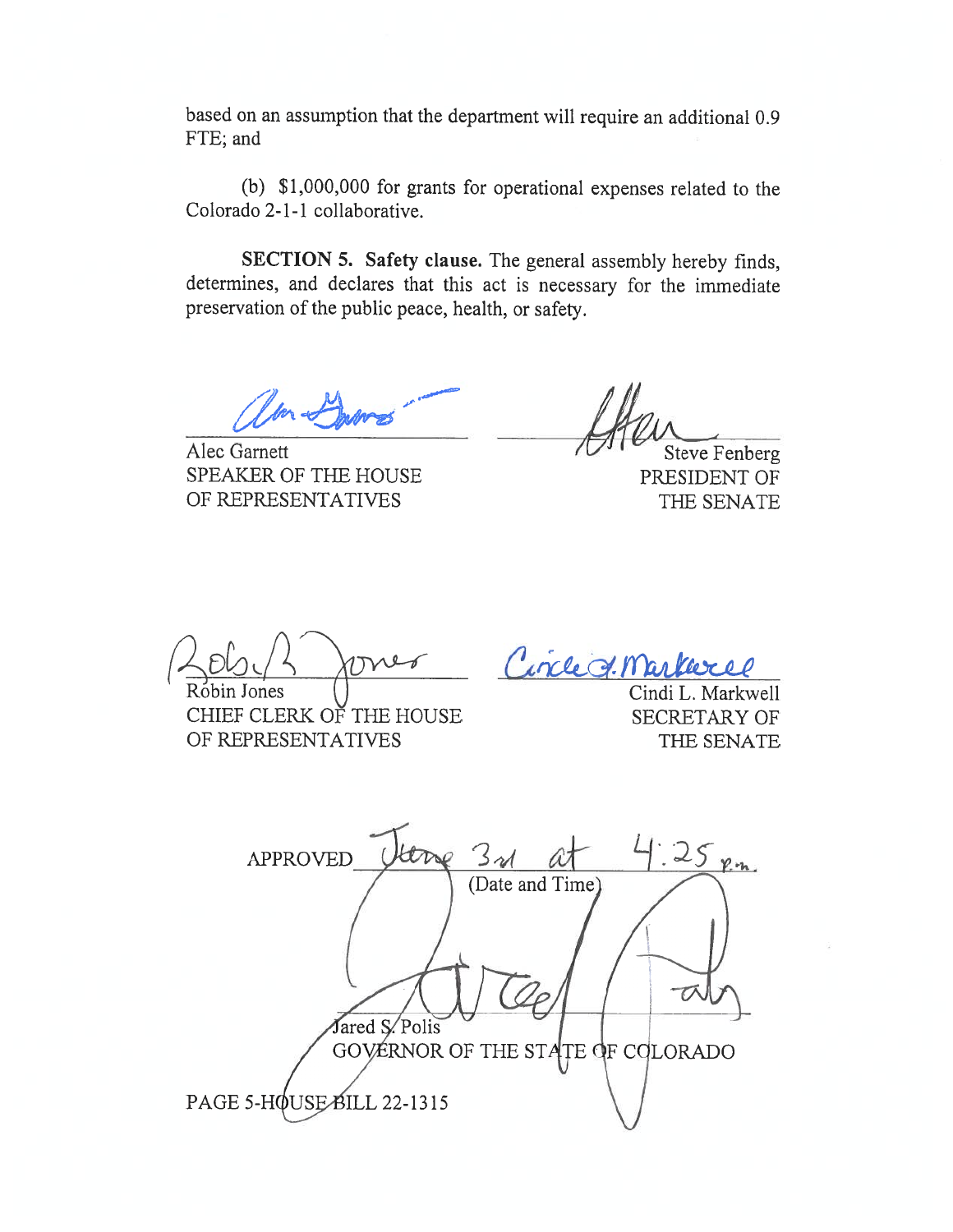based on an assumption that the department will require an additional 0.9 FTE; and

(b) $1,000,000 for grants for operational expenses related to the Colorado 2-1-1 collaborative.

**SECTION 5. Safety clause.** The general assembly hereby finds, determines, and declares that this act is necessary for the immediate preservation of the public peace, health, or safety.

| | |
|---|---|
| Alec Garnett<br>SPEAKER OF THE HOUSE<br>OF REPRESENTATIVES | Steve Fenberg<br>PRESIDENT OF<br>THE SENATE |
| Robin Jones<br>CHIEF CLERK OF THE HOUSE<br>OF REPRESENTATIVES | Cindi L. Markwell<br>SECRETARY OF<br>THE SENATE |

APPROVED June 3rd at 4:25 p.m.
(Date and Time)

Jared S. Polis
GOVERNOR OF THE STATE OF COLORADO

PAGE 5-HOUSE BILL 22-1315